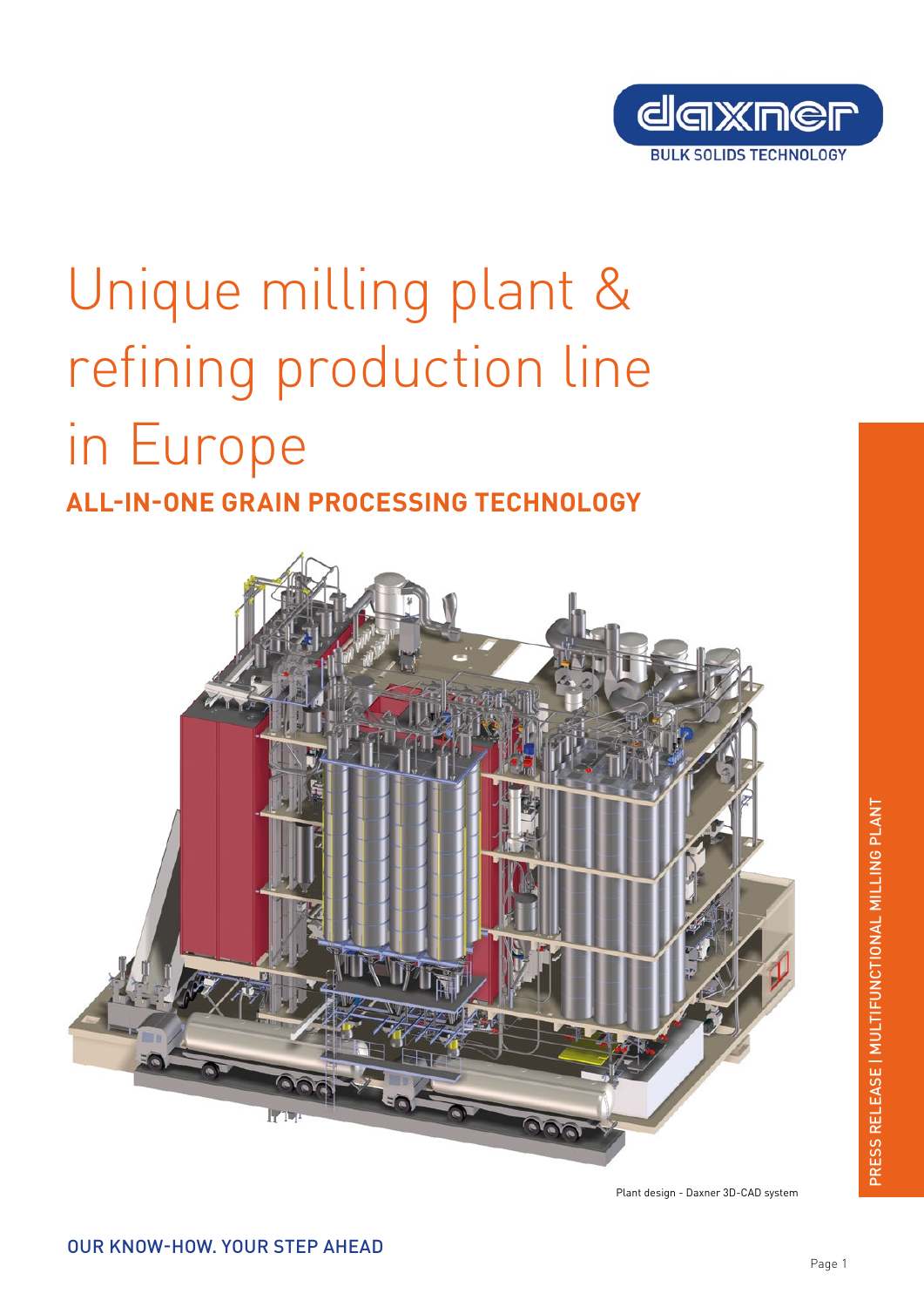daxner
BULK SOLIDS TECHNOLOGY

# Unique milling plant & refining production line in Europe

## ALL-IN-ONE GRAIN PROCESSING TECHNOLOGY

Plant design - Daxner 3D-CAD system

PRESS RELEASE | MULTIFUNCTIONAL MILLING PLANT

OUR KNOW-HOW. YOUR STEP AHEAD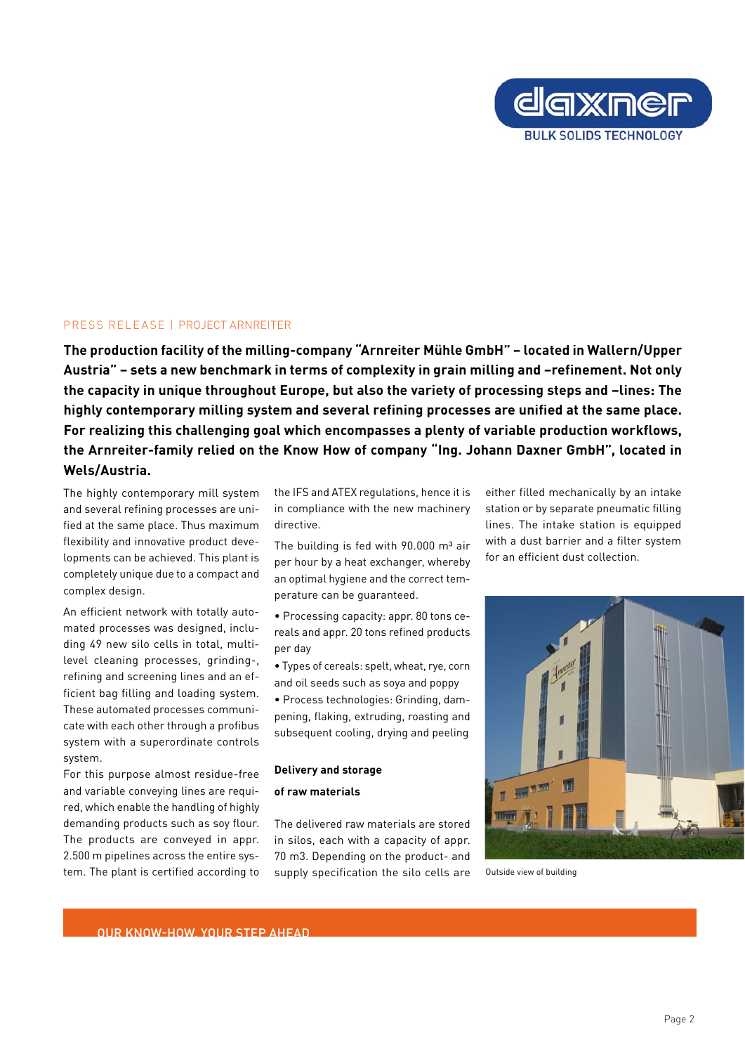PRESS RELEASE | PROJECT ARNREITER

**The production facility of the milling-company "Arnreiter Mühle GmbH" – located in Wallern/Upper Austria" – sets a new benchmark in terms of complexity in grain milling and –refinement. Not only the capacity in unique throughout Europe, but also the variety of processing steps and –lines: The highly contemporary milling system and several refining processes are unified at the same place. For realizing this challenging goal which encompasses a plenty of variable production workflows, the Arnreiter-family relied on the Know How of company "Ing. Johann Daxner GmbH", located in Wels/Austria.**

The highly contemporary mill system and several refining processes are unified at the same place. Thus maximum flexibility and innovative product developments can be achieved. This plant is completely unique due to a compact and complex design.

An efficient network with totally automated processes was designed, including 49 new silo cells in total, multilevel cleaning processes, grinding-, refining and screening lines and an efficient bag filling and loading system. These automated processes communicate with each other through a profibus system with a superordinate controls system.

For this purpose almost residue-free and variable conveying lines are required, which enable the handling of highly demanding products such as soy flour. The products are conveyed in appr. 2.500 m pipelines across the entire system. The plant is certified according to the IFS and ATEX regulations, hence it is in compliance with the new machinery directive.

The building is fed with 90.000 m³ air per hour by a heat exchanger, whereby an optimal hygiene and the correct temperature can be guaranteed.

- Processing capacity: appr. 80 tons cereals and appr. 20 tons refined products per day
- Types of cereals: spelt, wheat, rye, corn and oil seeds such as soya and poppy
- Process technologies: Grinding, dampening, flaking, extruding, roasting and subsequent cooling, drying and peeling

**Delivery and storage of raw materials**

The delivered raw materials are stored in silos, each with a capacity of appr. 70 m3. Depending on the product- and supply specification the silo cells are either filled mechanically by an intake station or by separate pneumatic filling lines. The intake station is equipped with a dust barrier and a filter system for an efficient dust collection.

Outside view of building

OUR KNOW-HOW. YOUR STEP AHEAD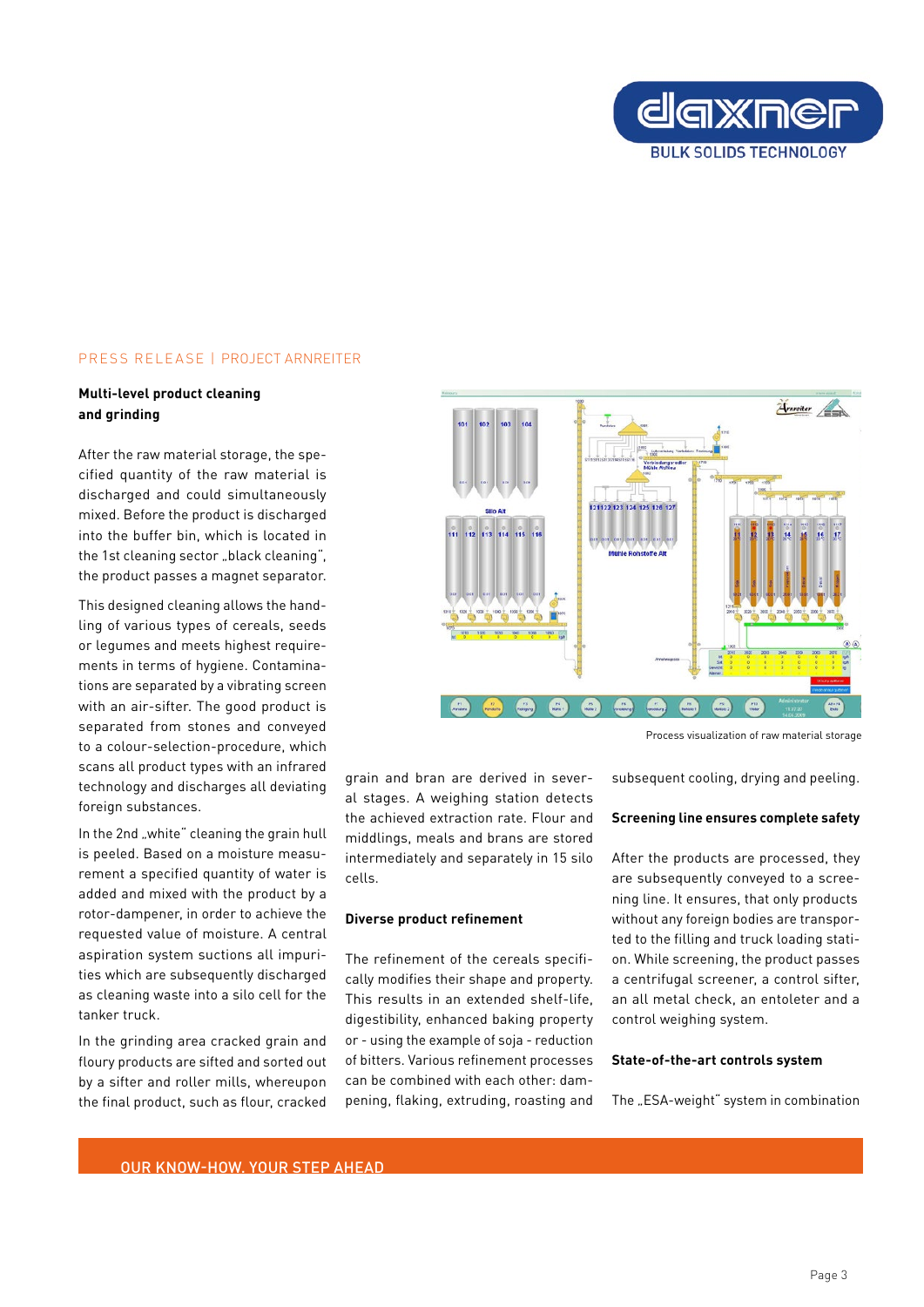PRESS RELEASE | PROJECT ARNREITER

## Multi-level product cleaning and grinding

After the raw material storage, the specified quantity of the raw material is discharged and could simultaneously mixed. Before the product is discharged into the buffer bin, which is located in the 1st cleaning sector „black cleaning", the product passes a magnet separator.

This designed cleaning allows the handling of various types of cereals, seeds or legumes and meets highest requirements in terms of hygiene. Contaminations are separated by a vibrating screen with an air-sifter. The good product is separated from stones and conveyed to a colour-selection-procedure, which scans all product types with an infrared technology and discharges all deviating foreign substances.

In the 2nd „white" cleaning the grain hull is peeled. Based on a moisture measurement a specified quantity of water is added and mixed with the product by a rotor-dampener, in order to achieve the requested value of moisture. A central aspiration system suctions all impurities which are subsequently discharged as cleaning waste into a silo cell for the tanker truck.

In the grinding area cracked grain and floury products are sifted and sorted out by a sifter and roller mills, whereupon the final product, such as flour, cracked grain and bran are derived in several stages. A weighing station detects the achieved extraction rate. Flour and middlings, meals and brans are stored intermediately and separately in 15 silo cells.

Process visualization of raw material storage

## Diverse product refinement

The refinement of the cereals specifically modifies their shape and property. This results in an extended shelf-life, digestibility, enhanced baking property or - using the example of soja - reduction of bitters. Various refinement processes can be combined with each other: dampening, flaking, extruding, roasting and subsequent cooling, drying and peeling.

## Screening line ensures complete safety

After the products are processed, they are subsequently conveyed to a screening line. It ensures, that only products without any foreign bodies are transported to the filling and truck loading station. While screening, the product passes a centrifugal screener, a control sifter, an all metal check, an entoleter and a control weighing system.

## State-of-the-art controls system

The „ESA-weight" system in combination

OUR KNOW-HOW. YOUR STEP AHEAD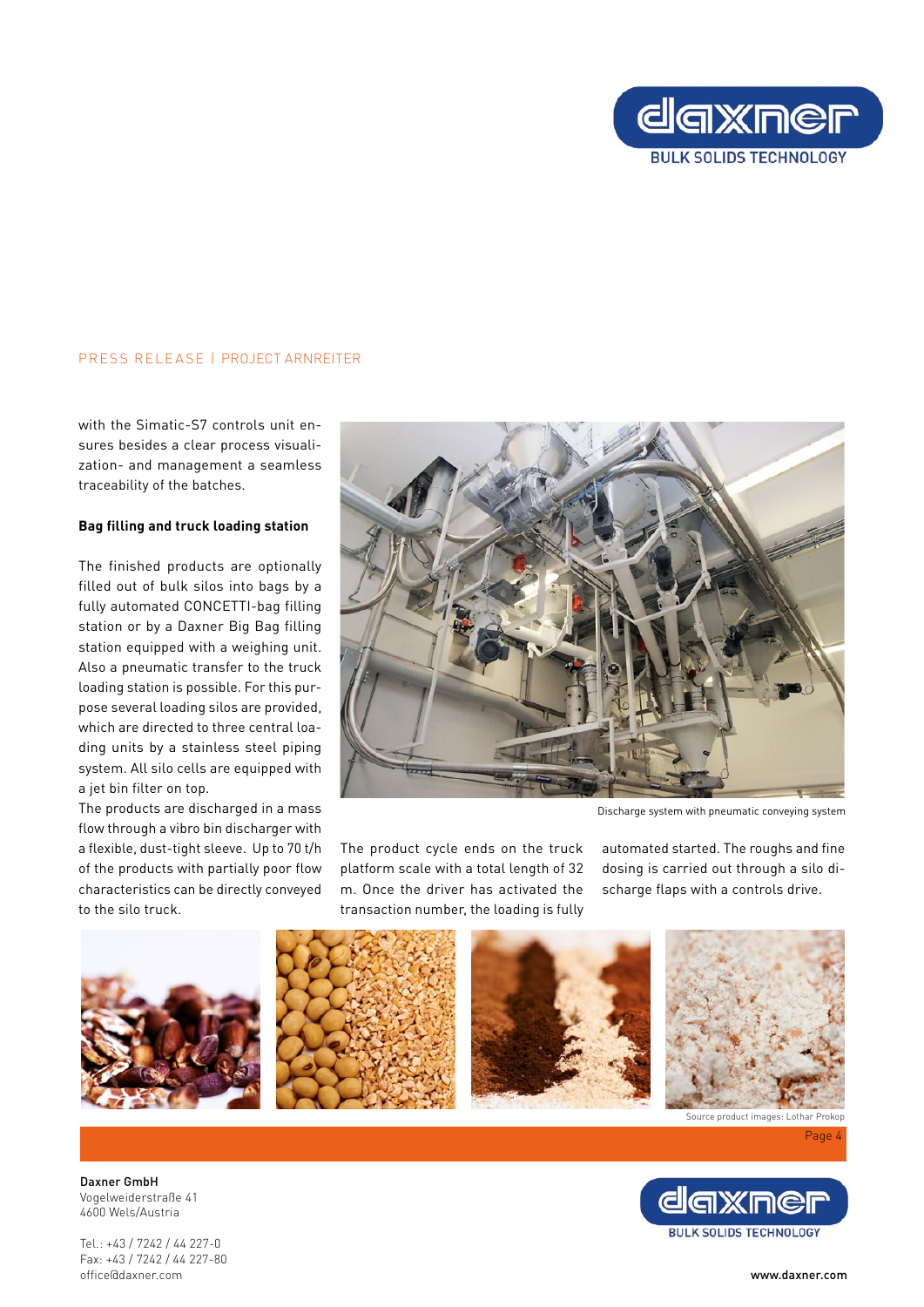PRESS RELEASE | PROJECT ARNREITER

with the Simatic-S7 controls unit ensures besides a clear process visualization- and management a seamless traceability of the batches.

**Bag filling and truck loading station**

The finished products are optionally filled out of bulk silos into bags by a fully automated CONCETTI-bag filling station or by a Daxner Big Bag filling station equipped with a weighing unit. Also a pneumatic transfer to the truck loading station is possible. For this purpose several loading silos are provided, which are directed to three central loading units by a stainless steel piping system. All silo cells are equipped with a jet bin filter on top.

The products are discharged in a mass flow through a vibro bin discharger with a flexible, dust-tight sleeve. Up to 70 t/h of the products with partially poor flow characteristics can be directly conveyed to the silo truck.

Discharge system with pneumatic conveying system

The product cycle ends on the truck platform scale with a total length of 32 m. Once the driver has activated the transaction number, the loading is fully automated started. The roughs and fine dosing is carried out through a silo discharge flaps with a controls drive.

Source product images: Lothar Prokop

Daxner GmbH
Vogelweiderstraße 41
4600 Wels/Austria

Tel.: +43 / 7242 / 44 227-0
Fax: +43 / 7242 / 44 227-80
office@daxner.com

www.daxner.com